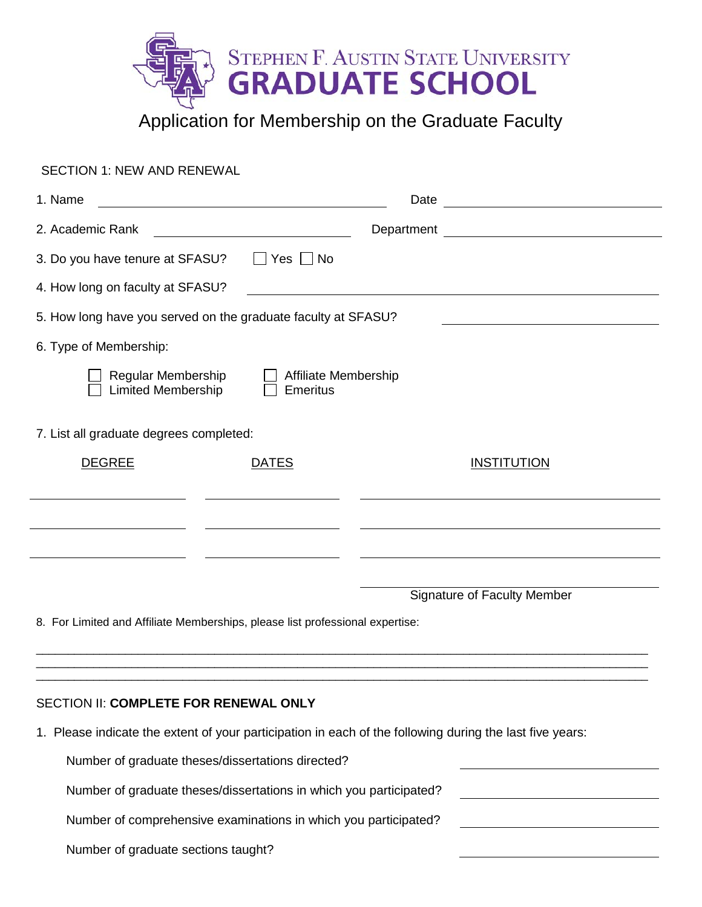# STEPHEN F. AUSTIN STATE UNIVERSITY GRADUATE SCHOOL

## Application for Membership on the Graduate Faculty

SECTION 1: NEW AND RENEWAL

1. Name ______________________________ Date ______________________

2. Academic Rank ______________________ Department ______________________

3. Do you have tenure at SFASU? ☐ Yes ☐ No

4. How long on faculty at SFASU? ______________________________

5. How long have you served on the graduate faculty at SFASU? ______________________

6. Type of Membership:

   ☐ Regular Membership ☐ Affiliate Membership
   ☐ Limited Membership ☐ Emeritus

7. List all graduate degrees completed:

| DEGREE | DATES | INSTITUTION |
| --- | --- | --- |
| | | |
| | | |
| | | |

______________________________
Signature of Faculty Member

8. For Limited and Affiliate Memberships, please list professional expertise:

______________________________________________________________________________
______________________________________________________________________________
______________________________________________________________________________

SECTION II: **COMPLETE FOR RENEWAL ONLY**

1. Please indicate the extent of your participation in each of the following during the last five years:

   Number of graduate theses/dissertations directed? ______________________

   Number of graduate theses/dissertations in which you participated? ______________________

   Number of comprehensive examinations in which you participated? ______________________

   Number of graduate sections taught? ______________________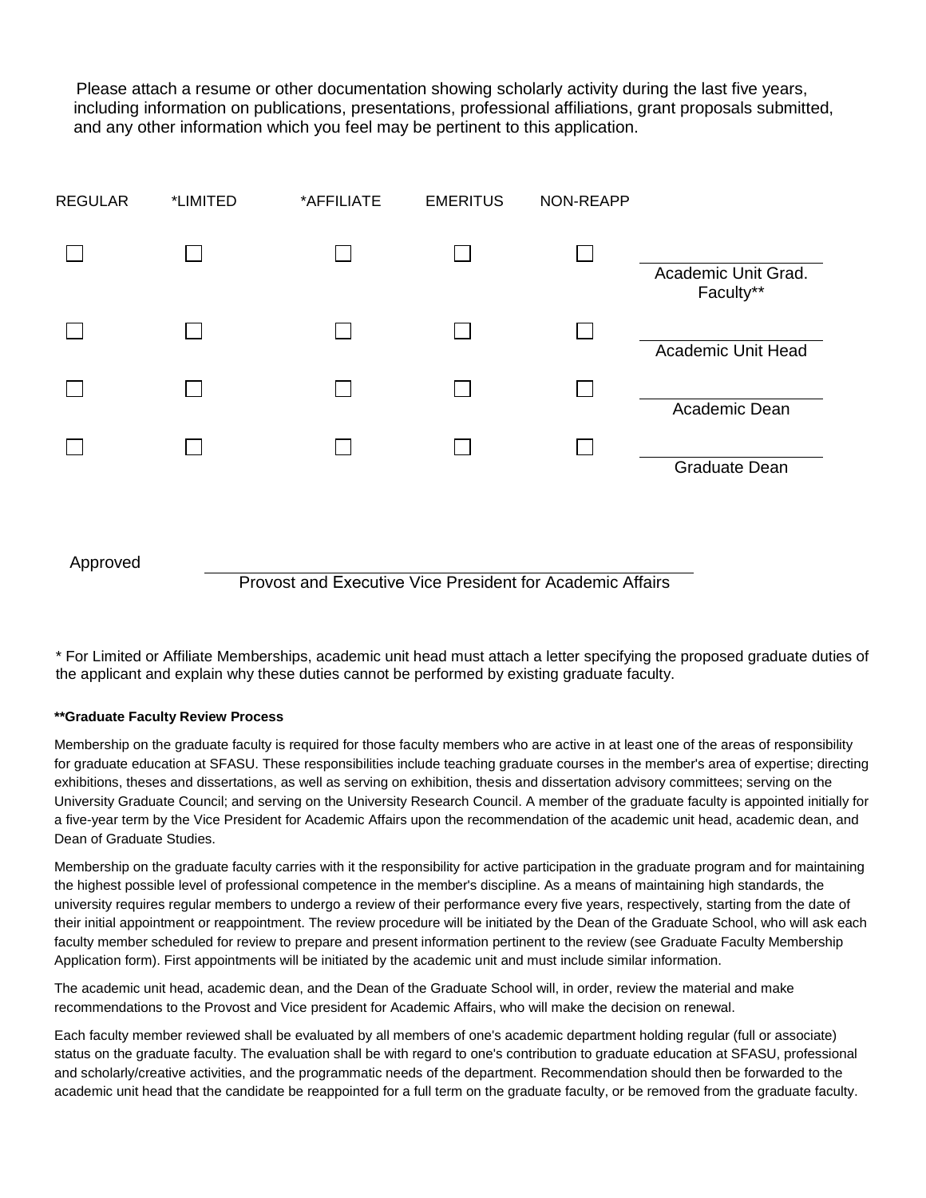Please attach a resume or other documentation showing scholarly activity during the last five years, including information on publications, presentations, professional affiliations, grant proposals submitted, and any other information which you feel may be pertinent to this application.

| REGULAR | *LIMITED | *AFFILIATE | EMERITUS | NON-REAPP | |
|---|---|---|---|---|---|
| ☐ | ☐ | ☐ | ☐ | ☐ | ____________ Academic Unit Grad. Faculty** |
| ☐ | ☐ | ☐ | ☐ | ☐ | ____________ Academic Unit Head |
| ☐ | ☐ | ☐ | ☐ | ☐ | ____________ Academic Dean |
| ☐ | ☐ | ☐ | ☐ | ☐ | ____________ Graduate Dean |

Approved ________________________________________
Provost and Executive Vice President for Academic Affairs

* For Limited or Affiliate Memberships, academic unit head must attach a letter specifying the proposed graduate duties of the applicant and explain why these duties cannot be performed by existing graduate faculty.

**\*\*Graduate Faculty Review Process**

Membership on the graduate faculty is required for those faculty members who are active in at least one of the areas of responsibility for graduate education at SFASU. These responsibilities include teaching graduate courses in the member's area of expertise; directing exhibitions, theses and dissertations, as well as serving on exhibition, thesis and dissertation advisory committees; serving on the University Graduate Council; and serving on the University Research Council. A member of the graduate faculty is appointed initially for a five-year term by the Vice President for Academic Affairs upon the recommendation of the academic unit head, academic dean, and Dean of Graduate Studies.

Membership on the graduate faculty carries with it the responsibility for active participation in the graduate program and for maintaining the highest possible level of professional competence in the member's discipline. As a means of maintaining high standards, the university requires regular members to undergo a review of their performance every five years, respectively, starting from the date of their initial appointment or reappointment. The review procedure will be initiated by the Dean of the Graduate School, who will ask each faculty member scheduled for review to prepare and present information pertinent to the review (see Graduate Faculty Membership Application form). First appointments will be initiated by the academic unit and must include similar information.

The academic unit head, academic dean, and the Dean of the Graduate School will, in order, review the material and make recommendations to the Provost and Vice president for Academic Affairs, who will make the decision on renewal.

Each faculty member reviewed shall be evaluated by all members of one's academic department holding regular (full or associate) status on the graduate faculty. The evaluation shall be with regard to one's contribution to graduate education at SFASU, professional and scholarly/creative activities, and the programmatic needs of the department. Recommendation should then be forwarded to the academic unit head that the candidate be reappointed for a full term on the graduate faculty, or be removed from the graduate faculty.